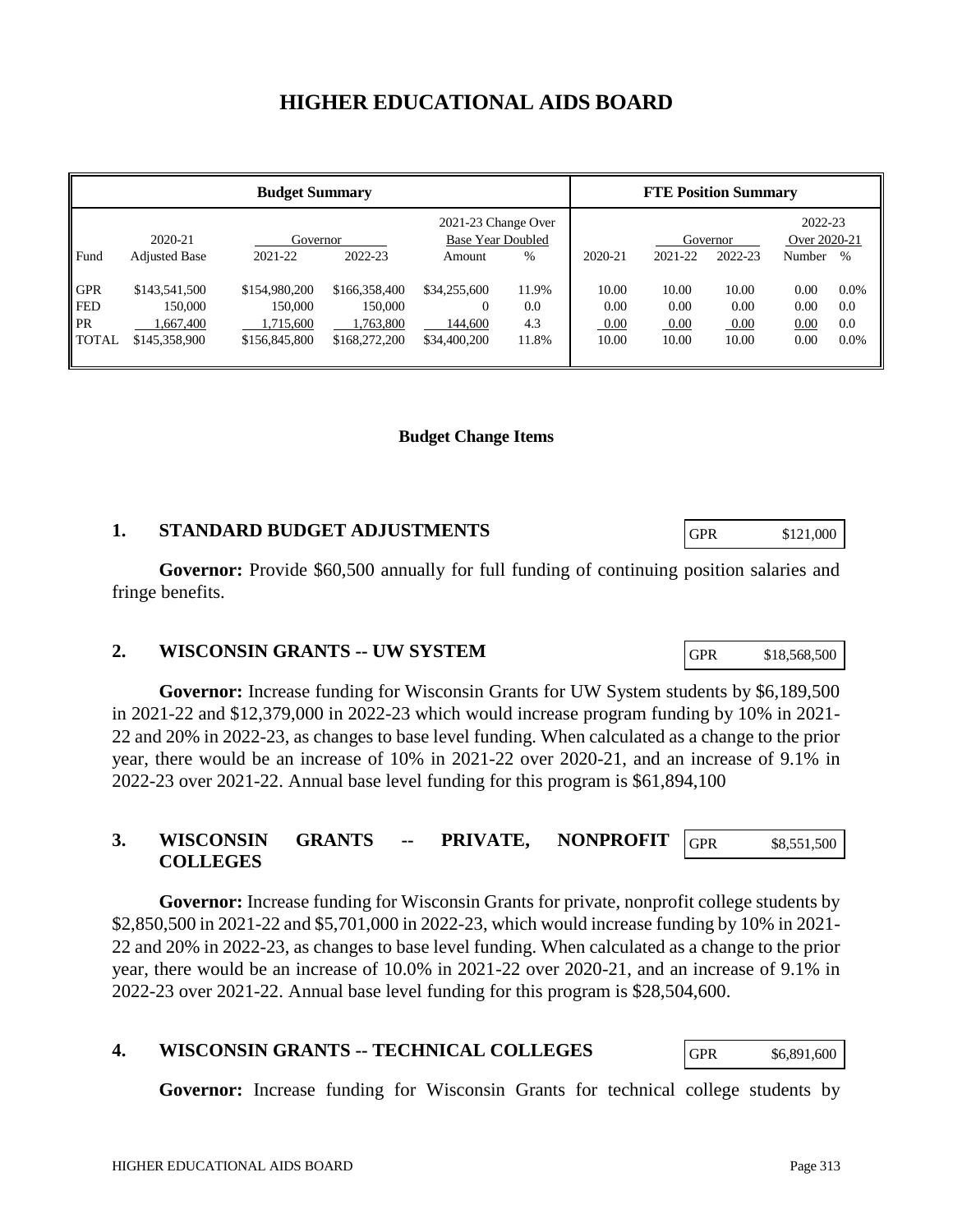# HIGHER EDUCATIONAL AIDS BOARD

| Budget Summary | | | | | | FTE Position Summary | | | | |
|---|---|---|---|---|---|---|---|---|---|---|
| | 2020-21 | Governor | | 2021-23 Change Over Base Year Doubled | | | Governor | | 2022-23 Over 2020-21 | |
| Fund | Adjusted Base | 2021-22 | 2022-23 | Amount | % | 2020-21 | 2021-22 | 2022-23 | Number | % |
| GPR | $143,541,500 | $154,980,200 | $166,358,400 | $34,255,600 | 11.9% | 10.00 | 10.00 | 10.00 | 0.00 | 0.0% |
| FED | 150,000 | 150,000 | 150,000 | 0 | 0.0 | 0.00 | 0.00 | 0.00 | 0.00 | 0.0 |
| PR | 1,667,400 | 1,715,600 | 1,763,800 | 144,600 | 4.3 | 0.00 | 0.00 | 0.00 | 0.00 | 0.0 |
| TOTAL | $145,358,900 | $156,845,800 | $168,272,200 | $34,400,200 | 11.8% | 10.00 | 10.00 | 10.00 | 0.00 | 0.0% |

## Budget Change Items

### 1. STANDARD BUDGET ADJUSTMENTS

| GPR | $121,000 |
|---|---|

**Governor:** Provide $60,500 annually for full funding of continuing position salaries and fringe benefits.

### 2. WISCONSIN GRANTS -- UW SYSTEM

| GPR | $18,568,500 |
|---|---|

**Governor:** Increase funding for Wisconsin Grants for UW System students by $6,189,500 in 2021-22 and $12,379,000 in 2022-23 which would increase program funding by 10% in 2021-22 and 20% in 2022-23, as changes to base level funding. When calculated as a change to the prior year, there would be an increase of 10% in 2021-22 over 2020-21, and an increase of 9.1% in 2022-23 over 2021-22. Annual base level funding for this program is $61,894,100

### 3. WISCONSIN GRANTS -- PRIVATE, NONPROFIT COLLEGES

| GPR | $8,551,500 |
|---|---|

**Governor:** Increase funding for Wisconsin Grants for private, nonprofit college students by $2,850,500 in 2021-22 and $5,701,000 in 2022-23, which would increase funding by 10% in 2021-22 and 20% in 2022-23, as changes to base level funding. When calculated as a change to the prior year, there would be an increase of 10.0% in 2021-22 over 2020-21, and an increase of 9.1% in 2022-23 over 2021-22. Annual base level funding for this program is $28,504,600.

### 4. WISCONSIN GRANTS -- TECHNICAL COLLEGES

| GPR | $6,891,600 |
|---|---|

**Governor:** Increase funding for Wisconsin Grants for technical college students by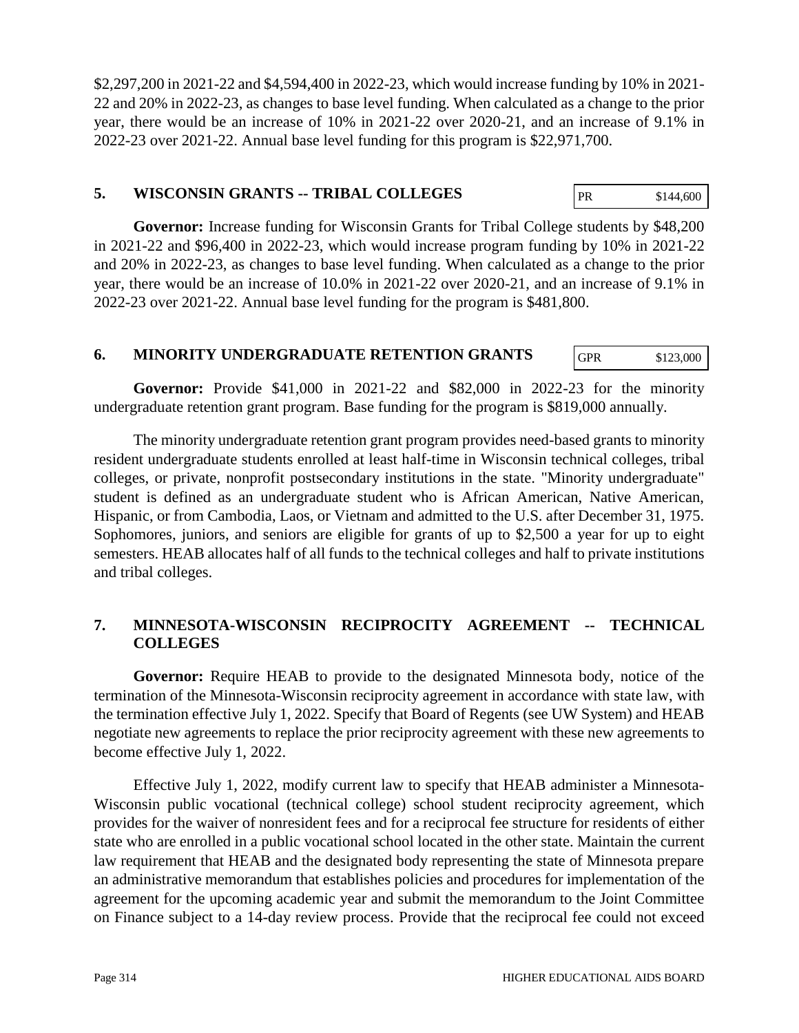$2,297,200 in 2021-22 and $4,594,400 in 2022-23, which would increase funding by 10% in 2021-22 and 20% in 2022-23, as changes to base level funding. When calculated as a change to the prior year, there would be an increase of 10% in 2021-22 over 2020-21, and an increase of 9.1% in 2022-23 over 2021-22. Annual base level funding for this program is $22,971,700.

## 5. WISCONSIN GRANTS -- TRIBAL COLLEGES

| PR | $144,600 |
|---|---|

**Governor:** Increase funding for Wisconsin Grants for Tribal College students by $48,200 in 2021-22 and $96,400 in 2022-23, which would increase program funding by 10% in 2021-22 and 20% in 2022-23, as changes to base level funding. When calculated as a change to the prior year, there would be an increase of 10.0% in 2021-22 over 2020-21, and an increase of 9.1% in 2022-23 over 2021-22. Annual base level funding for the program is $481,800.

## 6. MINORITY UNDERGRADUATE RETENTION GRANTS

| GPR | $123,000 |
|---|---|

**Governor:** Provide $41,000 in 2021-22 and $82,000 in 2022-23 for the minority undergraduate retention grant program. Base funding for the program is $819,000 annually.

The minority undergraduate retention grant program provides need-based grants to minority resident undergraduate students enrolled at least half-time in Wisconsin technical colleges, tribal colleges, or private, nonprofit postsecondary institutions in the state. "Minority undergraduate" student is defined as an undergraduate student who is African American, Native American, Hispanic, or from Cambodia, Laos, or Vietnam and admitted to the U.S. after December 31, 1975. Sophomores, juniors, and seniors are eligible for grants of up to $2,500 a year for up to eight semesters. HEAB allocates half of all funds to the technical colleges and half to private institutions and tribal colleges.

## 7. MINNESOTA-WISCONSIN RECIPROCITY AGREEMENT -- TECHNICAL COLLEGES

**Governor:** Require HEAB to provide to the designated Minnesota body, notice of the termination of the Minnesota-Wisconsin reciprocity agreement in accordance with state law, with the termination effective July 1, 2022. Specify that Board of Regents (see UW System) and HEAB negotiate new agreements to replace the prior reciprocity agreement with these new agreements to become effective July 1, 2022.

Effective July 1, 2022, modify current law to specify that HEAB administer a Minnesota-Wisconsin public vocational (technical college) school student reciprocity agreement, which provides for the waiver of nonresident fees and for a reciprocal fee structure for residents of either state who are enrolled in a public vocational school located in the other state. Maintain the current law requirement that HEAB and the designated body representing the state of Minnesota prepare an administrative memorandum that establishes policies and procedures for implementation of the agreement for the upcoming academic year and submit the memorandum to the Joint Committee on Finance subject to a 14-day review process. Provide that the reciprocal fee could not exceed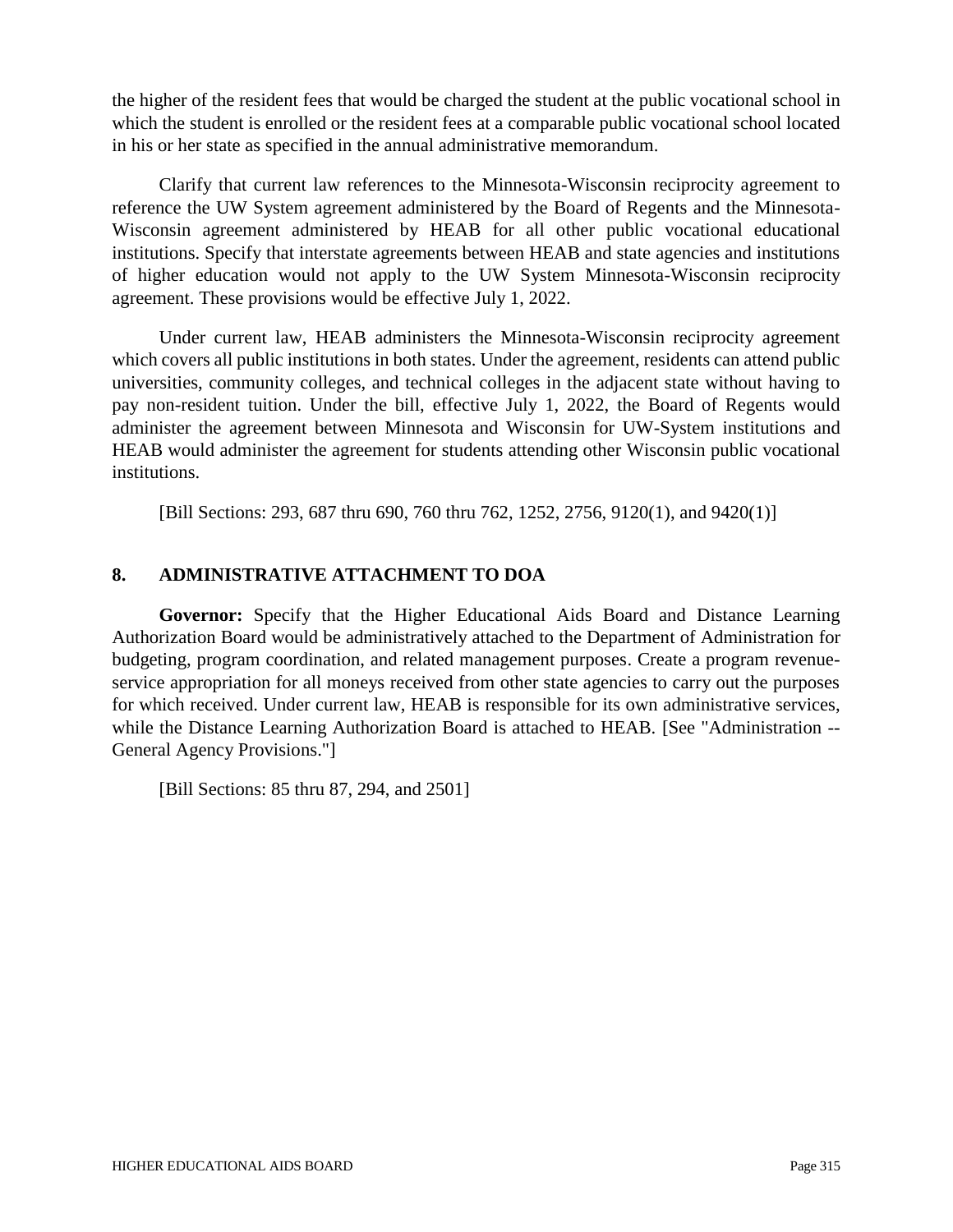the higher of the resident fees that would be charged the student at the public vocational school in which the student is enrolled or the resident fees at a comparable public vocational school located in his or her state as specified in the annual administrative memorandum.

Clarify that current law references to the Minnesota-Wisconsin reciprocity agreement to reference the UW System agreement administered by the Board of Regents and the Minnesota-Wisconsin agreement administered by HEAB for all other public vocational educational institutions. Specify that interstate agreements between HEAB and state agencies and institutions of higher education would not apply to the UW System Minnesota-Wisconsin reciprocity agreement. These provisions would be effective July 1, 2022.

Under current law, HEAB administers the Minnesota-Wisconsin reciprocity agreement which covers all public institutions in both states. Under the agreement, residents can attend public universities, community colleges, and technical colleges in the adjacent state without having to pay non-resident tuition. Under the bill, effective July 1, 2022, the Board of Regents would administer the agreement between Minnesota and Wisconsin for UW-System institutions and HEAB would administer the agreement for students attending other Wisconsin public vocational institutions.

[Bill Sections: 293, 687 thru 690, 760 thru 762, 1252, 2756, 9120(1), and 9420(1)]

## 8. ADMINISTRATIVE ATTACHMENT TO DOA

**Governor:** Specify that the Higher Educational Aids Board and Distance Learning Authorization Board would be administratively attached to the Department of Administration for budgeting, program coordination, and related management purposes. Create a program revenue-service appropriation for all moneys received from other state agencies to carry out the purposes for which received. Under current law, HEAB is responsible for its own administrative services, while the Distance Learning Authorization Board is attached to HEAB. [See "Administration -- General Agency Provisions."]

[Bill Sections: 85 thru 87, 294, and 2501]